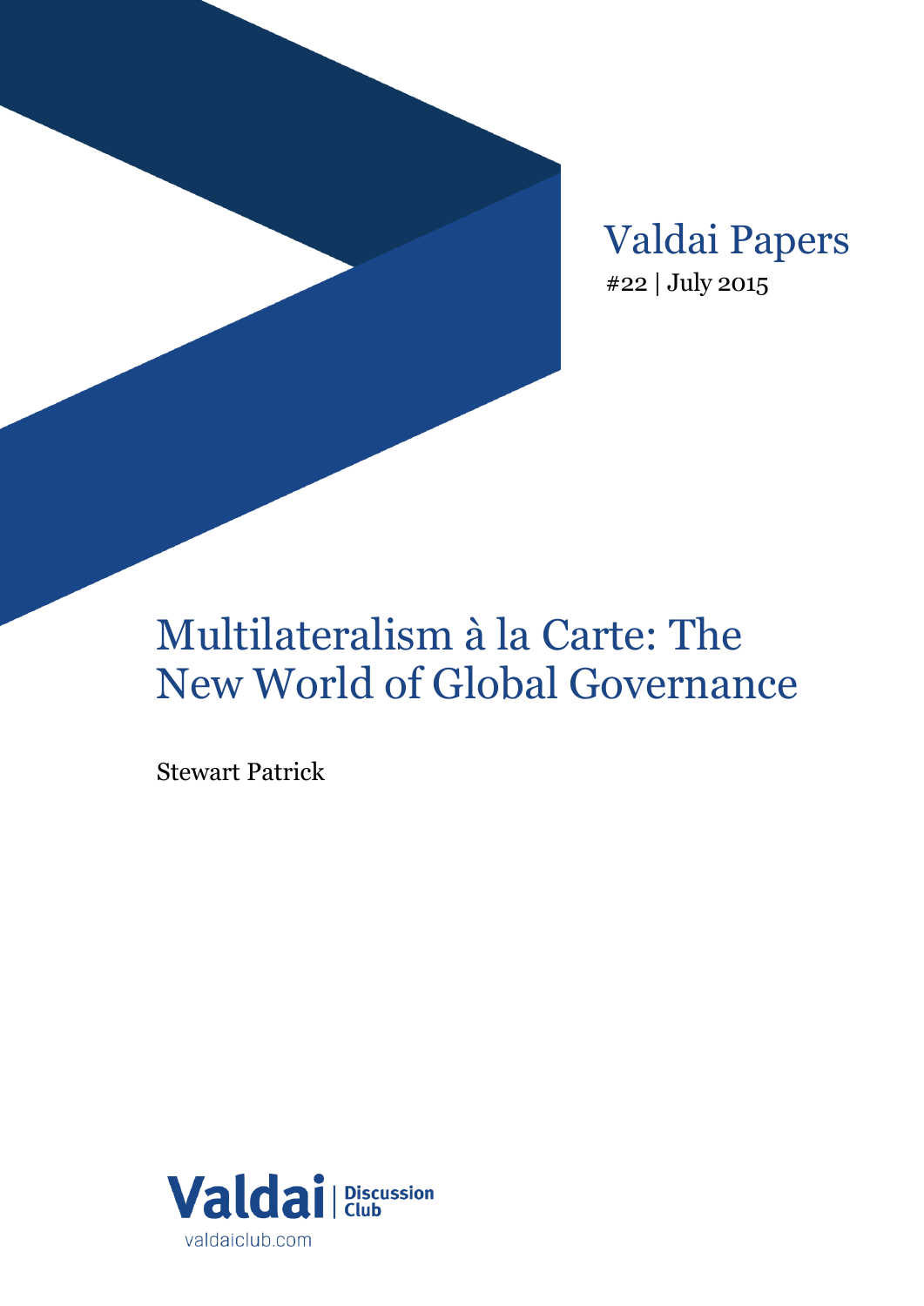Valdai Papers

#22 | July 2015

# Multilateralism à la Carte: The New World of Global Governance

Stewart Patrick

Valdai | Discussion Club

valdaiclub.com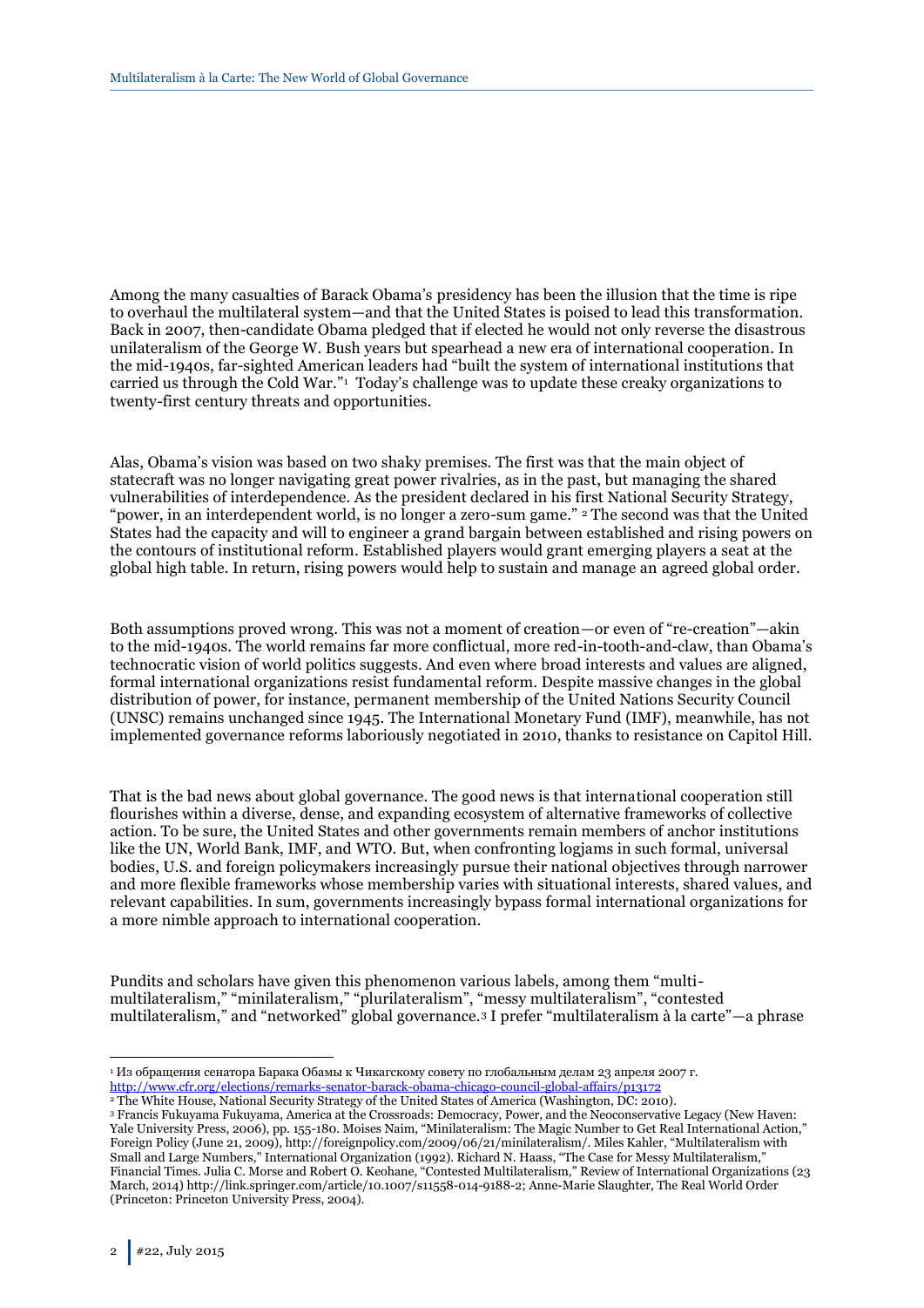Among the many casualties of Barack Obama's presidency has been the illusion that the time is ripe to overhaul the multilateral system—and that the United States is poised to lead this transformation. Back in 2007, then-candidate Obama pledged that if elected he would not only reverse the disastrous unilateralism of the George W. Bush years but spearhead a new era of international cooperation. In the mid-1940s, far-sighted American leaders had "built the system of international institutions that carried us through the Cold War."[1] Today's challenge was to update these creaky organizations to twenty-first century threats and opportunities.

Alas, Obama's vision was based on two shaky premises. The first was that the main object of statecraft was no longer navigating great power rivalries, as in the past, but managing the shared vulnerabilities of interdependence. As the president declared in his first National Security Strategy, "power, in an interdependent world, is no longer a zero-sum game." [2] The second was that the United States had the capacity and will to engineer a grand bargain between established and rising powers on the contours of institutional reform. Established players would grant emerging players a seat at the global high table. In return, rising powers would help to sustain and manage an agreed global order.

Both assumptions proved wrong. This was not a moment of creation—or even of "re-creation"—akin to the mid-1940s. The world remains far more conflictual, more red-in-tooth-and-claw, than Obama's technocratic vision of world politics suggests. And even where broad interests and values are aligned, formal international organizations resist fundamental reform. Despite massive changes in the global distribution of power, for instance, permanent membership of the United Nations Security Council (UNSC) remains unchanged since 1945. The International Monetary Fund (IMF), meanwhile, has not implemented governance reforms laboriously negotiated in 2010, thanks to resistance on Capitol Hill.

That is the bad news about global governance. The good news is that international cooperation still flourishes within a diverse, dense, and expanding ecosystem of alternative frameworks of collective action. To be sure, the United States and other governments remain members of anchor institutions like the UN, World Bank, IMF, and WTO. But, when confronting logjams in such formal, universal bodies, U.S. and foreign policymakers increasingly pursue their national objectives through narrower and more flexible frameworks whose membership varies with situational interests, shared values, and relevant capabilities. In sum, governments increasingly bypass formal international organizations for a more nimble approach to international cooperation.

Pundits and scholars have given this phenomenon various labels, among them "multi-multilateralism," "minilateralism," "plurilateralism", "messy multilateralism", "contested multilateralism," and "networked" global governance.[3] I prefer "multilateralism à la carte"—a phrase

---

[1] Из обращения сенатора Барака Обамы к Чикагскому совету по глобальным делам 23 апреля 2007 г. http://www.cfr.org/elections/remarks-senator-barack-obama-chicago-council-global-affairs/p13172

[2] The White House, National Security Strategy of the United States of America (Washington, DC: 2010).

[3] Francis Fukuyama Fukuyama, America at the Crossroads: Democracy, Power, and the Neoconservative Legacy (New Haven: Yale University Press, 2006), pp. 155-180. Moises Naim, "Minilateralism: The Magic Number to Get Real International Action," Foreign Policy (June 21, 2009), http://foreignpolicy.com/2009/06/21/minilateralism/. Miles Kahler, "Multilateralism with Small and Large Numbers," International Organization (1992). Richard N. Haass, "The Case for Messy Multilateralism," Financial Times. Julia C. Morse and Robert O. Keohane, "Contested Multilateralism," Review of International Organizations (23 March, 2014) http://link.springer.com/article/10.1007/s11558-014-9188-2; Anne-Marie Slaughter, The Real World Order (Princeton: Princeton University Press, 2004).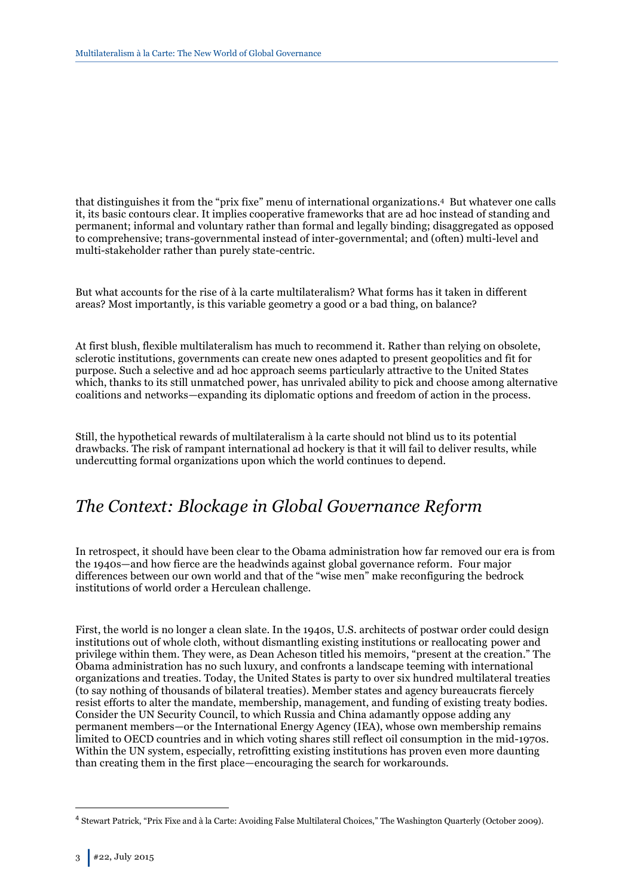that distinguishes it from the "prix fixe" menu of international organizations.[4] But whatever one calls it, its basic contours clear. It implies cooperative frameworks that are ad hoc instead of standing and permanent; informal and voluntary rather than formal and legally binding; disaggregated as opposed to comprehensive; trans-governmental instead of inter-governmental; and (often) multi-level and multi-stakeholder rather than purely state-centric.

But what accounts for the rise of à la carte multilateralism? What forms has it taken in different areas? Most importantly, is this variable geometry a good or a bad thing, on balance?

At first blush, flexible multilateralism has much to recommend it. Rather than relying on obsolete, sclerotic institutions, governments can create new ones adapted to present geopolitics and fit for purpose. Such a selective and ad hoc approach seems particularly attractive to the United States which, thanks to its still unmatched power, has unrivaled ability to pick and choose among alternative coalitions and networks—expanding its diplomatic options and freedom of action in the process.

Still, the hypothetical rewards of multilateralism à la carte should not blind us to its potential drawbacks. The risk of rampant international ad hockery is that it will fail to deliver results, while undercutting formal organizations upon which the world continues to depend.

## *The Context: Blockage in Global Governance Reform*

In retrospect, it should have been clear to the Obama administration how far removed our era is from the 1940s—and how fierce are the headwinds against global governance reform. Four major differences between our own world and that of the "wise men" make reconfiguring the bedrock institutions of world order a Herculean challenge.

First, the world is no longer a clean slate. In the 1940s, U.S. architects of postwar order could design institutions out of whole cloth, without dismantling existing institutions or reallocating power and privilege within them. They were, as Dean Acheson titled his memoirs, "present at the creation." The Obama administration has no such luxury, and confronts a landscape teeming with international organizations and treaties. Today, the United States is party to over six hundred multilateral treaties (to say nothing of thousands of bilateral treaties). Member states and agency bureaucrats fiercely resist efforts to alter the mandate, membership, management, and funding of existing treaty bodies. Consider the UN Security Council, to which Russia and China adamantly oppose adding any permanent members—or the International Energy Agency (IEA), whose own membership remains limited to OECD countries and in which voting shares still reflect oil consumption in the mid-1970s. Within the UN system, especially, retrofitting existing institutions has proven even more daunting than creating them in the first place—encouraging the search for workarounds.

---

[4] Stewart Patrick, "Prix Fixe and à la Carte: Avoiding False Multilateral Choices," The Washington Quarterly (October 2009).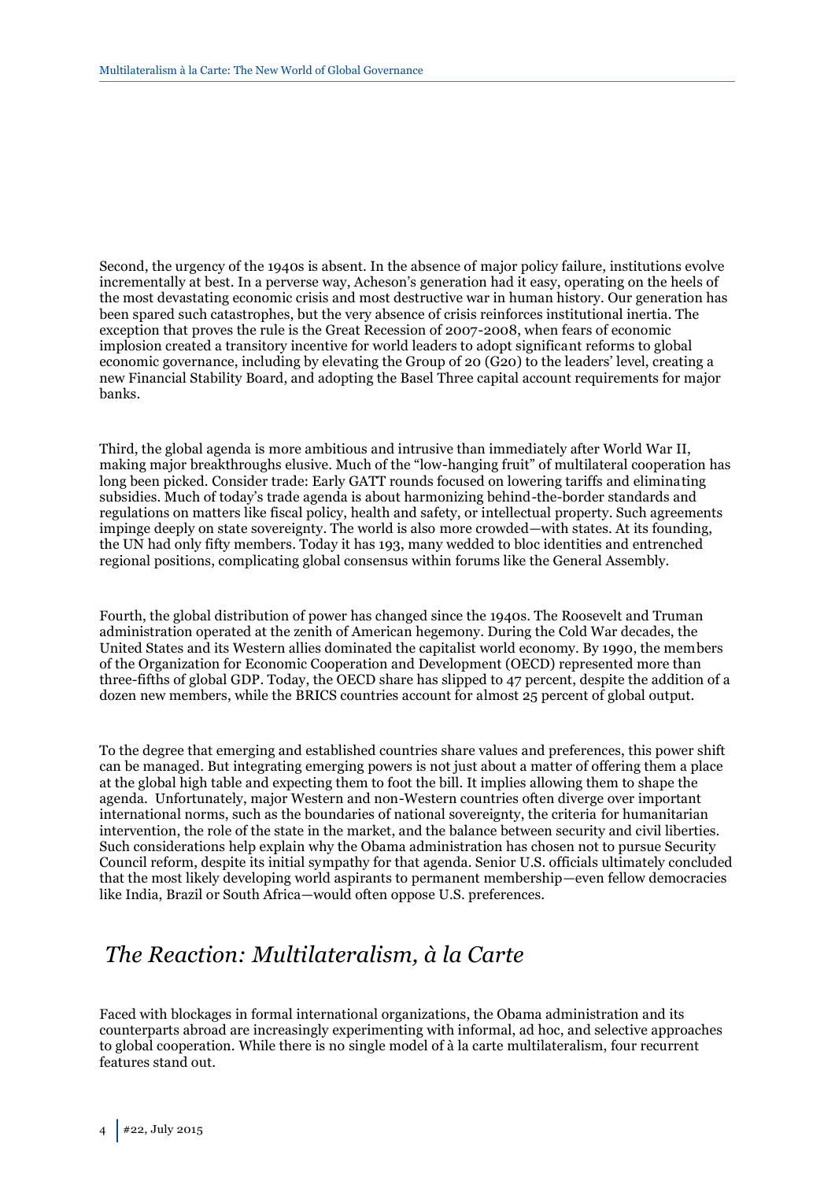Second, the urgency of the 1940s is absent. In the absence of major policy failure, institutions evolve incrementally at best. In a perverse way, Acheson's generation had it easy, operating on the heels of the most devastating economic crisis and most destructive war in human history. Our generation has been spared such catastrophes, but the very absence of crisis reinforces institutional inertia. The exception that proves the rule is the Great Recession of 2007-2008, when fears of economic implosion created a transitory incentive for world leaders to adopt significant reforms to global economic governance, including by elevating the Group of 20 (G20) to the leaders' level, creating a new Financial Stability Board, and adopting the Basel Three capital account requirements for major banks.

Third, the global agenda is more ambitious and intrusive than immediately after World War II, making major breakthroughs elusive. Much of the "low-hanging fruit" of multilateral cooperation has long been picked. Consider trade: Early GATT rounds focused on lowering tariffs and eliminating subsidies. Much of today's trade agenda is about harmonizing behind-the-border standards and regulations on matters like fiscal policy, health and safety, or intellectual property. Such agreements impinge deeply on state sovereignty. The world is also more crowded—with states. At its founding, the UN had only fifty members. Today it has 193, many wedded to bloc identities and entrenched regional positions, complicating global consensus within forums like the General Assembly.

Fourth, the global distribution of power has changed since the 1940s. The Roosevelt and Truman administration operated at the zenith of American hegemony. During the Cold War decades, the United States and its Western allies dominated the capitalist world economy. By 1990, the members of the Organization for Economic Cooperation and Development (OECD) represented more than three-fifths of global GDP. Today, the OECD share has slipped to 47 percent, despite the addition of a dozen new members, while the BRICS countries account for almost 25 percent of global output.

To the degree that emerging and established countries share values and preferences, this power shift can be managed. But integrating emerging powers is not just about a matter of offering them a place at the global high table and expecting them to foot the bill. It implies allowing them to shape the agenda. Unfortunately, major Western and non-Western countries often diverge over important international norms, such as the boundaries of national sovereignty, the criteria for humanitarian intervention, the role of the state in the market, and the balance between security and civil liberties. Such considerations help explain why the Obama administration has chosen not to pursue Security Council reform, despite its initial sympathy for that agenda. Senior U.S. officials ultimately concluded that the most likely developing world aspirants to permanent membership—even fellow democracies like India, Brazil or South Africa—would often oppose U.S. preferences.

## *The Reaction: Multilateralism, à la Carte*

Faced with blockages in formal international organizations, the Obama administration and its counterparts abroad are increasingly experimenting with informal, ad hoc, and selective approaches to global cooperation. While there is no single model of à la carte multilateralism, four recurrent features stand out.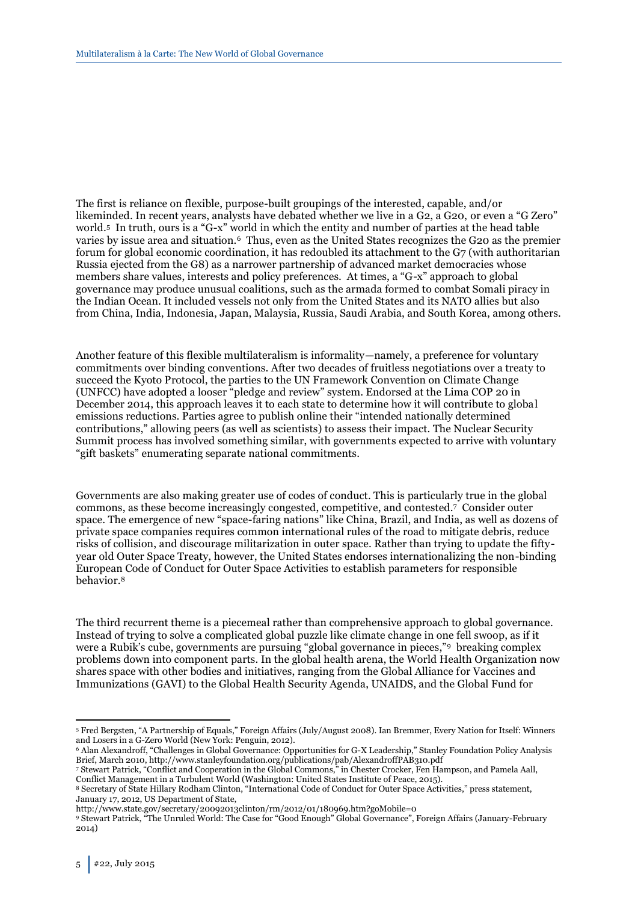The first is reliance on flexible, purpose-built groupings of the interested, capable, and/or likeminded. In recent years, analysts have debated whether we live in a G2, a G20, or even a "G Zero" world.[5] In truth, ours is a "G-x" world in which the entity and number of parties at the head table varies by issue area and situation.[6] Thus, even as the United States recognizes the G20 as the premier forum for global economic coordination, it has redoubled its attachment to the G7 (with authoritarian Russia ejected from the G8) as a narrower partnership of advanced market democracies whose members share values, interests and policy preferences. At times, a "G-x" approach to global governance may produce unusual coalitions, such as the armada formed to combat Somali piracy in the Indian Ocean. It included vessels not only from the United States and its NATO allies but also from China, India, Indonesia, Japan, Malaysia, Russia, Saudi Arabia, and South Korea, among others.

Another feature of this flexible multilateralism is informality—namely, a preference for voluntary commitments over binding conventions. After two decades of fruitless negotiations over a treaty to succeed the Kyoto Protocol, the parties to the UN Framework Convention on Climate Change (UNFCC) have adopted a looser "pledge and review" system. Endorsed at the Lima COP 20 in December 2014, this approach leaves it to each state to determine how it will contribute to global emissions reductions. Parties agree to publish online their "intended nationally determined contributions," allowing peers (as well as scientists) to assess their impact. The Nuclear Security Summit process has involved something similar, with governments expected to arrive with voluntary "gift baskets" enumerating separate national commitments.

Governments are also making greater use of codes of conduct. This is particularly true in the global commons, as these become increasingly congested, competitive, and contested.[7] Consider outer space. The emergence of new "space-faring nations" like China, Brazil, and India, as well as dozens of private space companies requires common international rules of the road to mitigate debris, reduce risks of collision, and discourage militarization in outer space. Rather than trying to update the fifty-year old Outer Space Treaty, however, the United States endorses internationalizing the non-binding European Code of Conduct for Outer Space Activities to establish parameters for responsible behavior.[8]

The third recurrent theme is a piecemeal rather than comprehensive approach to global governance. Instead of trying to solve a complicated global puzzle like climate change in one fell swoop, as if it were a Rubik's cube, governments are pursuing "global governance in pieces,"[9] breaking complex problems down into component parts. In the global health arena, the World Health Organization now shares space with other bodies and initiatives, ranging from the Global Alliance for Vaccines and Immunizations (GAVI) to the Global Health Security Agenda, UNAIDS, and the Global Fund for

---

[5] Fred Bergsten, "A Partnership of Equals," Foreign Affairs (July/August 2008). Ian Bremmer, Every Nation for Itself: Winners and Losers in a G-Zero World (New York: Penguin, 2012).

[6] Alan Alexandroff, "Challenges in Global Governance: Opportunities for G-X Leadership," Stanley Foundation Policy Analysis Brief, March 2010, http://www.stanleyfoundation.org/publications/pab/AlexandroffPAB310.pdf

[7] Stewart Patrick, "Conflict and Cooperation in the Global Commons," in Chester Crocker, Fen Hampson, and Pamela Aall, Conflict Management in a Turbulent World (Washington: United States Institute of Peace, 2015).

[8] Secretary of State Hillary Rodham Clinton, "International Code of Conduct for Outer Space Activities," press statement, January 17, 2012, US Department of State, http://www.state.gov/secretary/20092013clinton/rm/2012/01/180969.htm?goMobile=0

[9] Stewart Patrick, "The Unruled World: The Case for "Good Enough" Global Governance", Foreign Affairs (January-February 2014)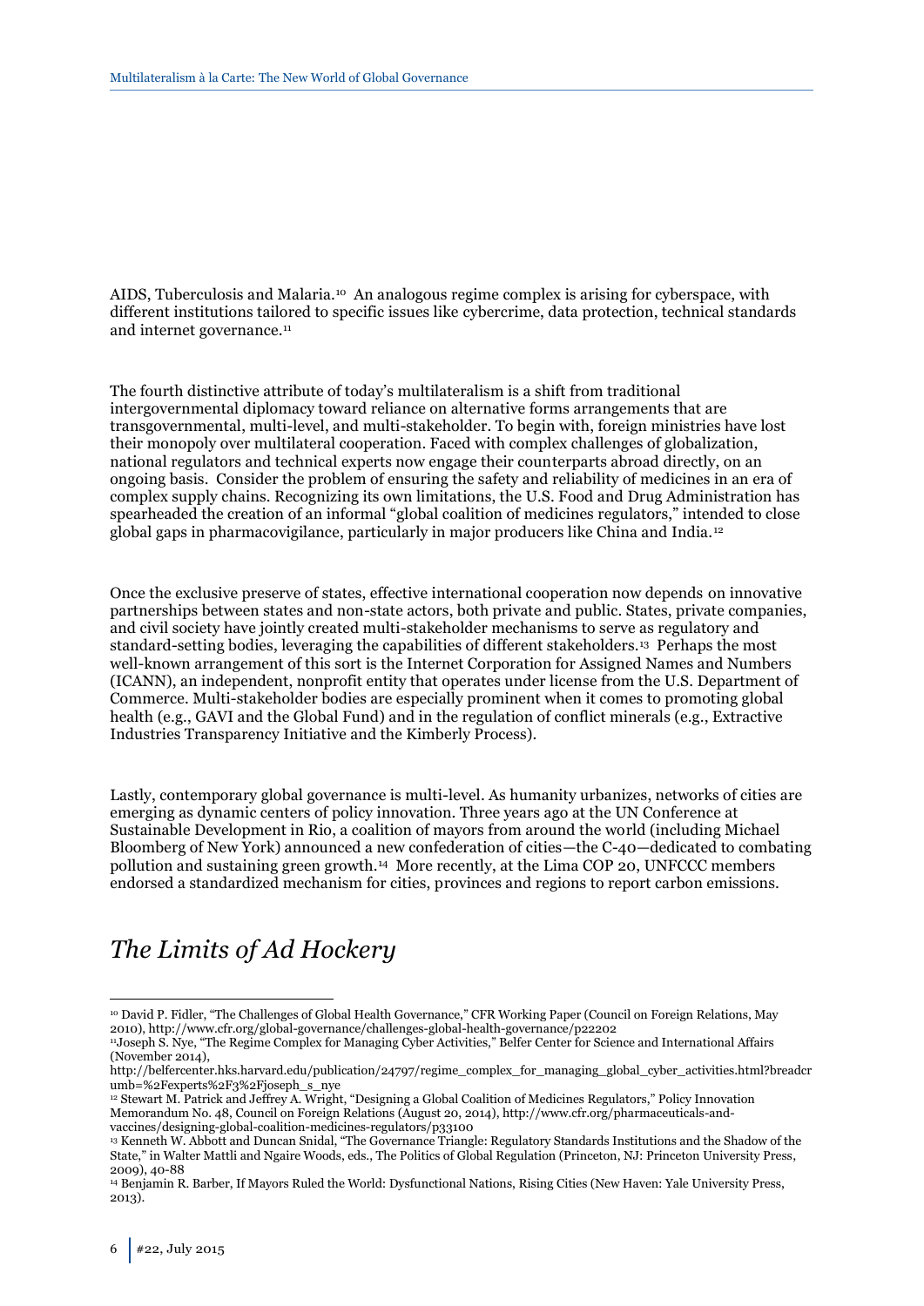AIDS, Tuberculosis and Malaria.[10] An analogous regime complex is arising for cyberspace, with different institutions tailored to specific issues like cybercrime, data protection, technical standards and internet governance.[11]

The fourth distinctive attribute of today's multilateralism is a shift from traditional intergovernmental diplomacy toward reliance on alternative forms arrangements that are transgovernmental, multi-level, and multi-stakeholder. To begin with, foreign ministries have lost their monopoly over multilateral cooperation. Faced with complex challenges of globalization, national regulators and technical experts now engage their counterparts abroad directly, on an ongoing basis. Consider the problem of ensuring the safety and reliability of medicines in an era of complex supply chains. Recognizing its own limitations, the U.S. Food and Drug Administration has spearheaded the creation of an informal "global coalition of medicines regulators," intended to close global gaps in pharmacovigilance, particularly in major producers like China and India.[12]

Once the exclusive preserve of states, effective international cooperation now depends on innovative partnerships between states and non-state actors, both private and public. States, private companies, and civil society have jointly created multi-stakeholder mechanisms to serve as regulatory and standard-setting bodies, leveraging the capabilities of different stakeholders.[13] Perhaps the most well-known arrangement of this sort is the Internet Corporation for Assigned Names and Numbers (ICANN), an independent, nonprofit entity that operates under license from the U.S. Department of Commerce. Multi-stakeholder bodies are especially prominent when it comes to promoting global health (e.g., GAVI and the Global Fund) and in the regulation of conflict minerals (e.g., Extractive Industries Transparency Initiative and the Kimberly Process).

Lastly, contemporary global governance is multi-level. As humanity urbanizes, networks of cities are emerging as dynamic centers of policy innovation. Three years ago at the UN Conference at Sustainable Development in Rio, a coalition of mayors from around the world (including Michael Bloomberg of New York) announced a new confederation of cities—the C-40—dedicated to combating pollution and sustaining green growth.[14] More recently, at the Lima COP 20, UNFCCC members endorsed a standardized mechanism for cities, provinces and regions to report carbon emissions.

## *The Limits of Ad Hockery*

---

[10] David P. Fidler, "The Challenges of Global Health Governance," CFR Working Paper (Council on Foreign Relations, May 2010), http://www.cfr.org/global-governance/challenges-global-health-governance/p22202

[11] Joseph S. Nye, "The Regime Complex for Managing Cyber Activities," Belfer Center for Science and International Affairs (November 2014), http://belfercenter.hks.harvard.edu/publication/24797/regime_complex_for_managing_global_cyber_activities.html?breadcrumb=%2Fexperts%2F3%2Fjoseph_s_nye

[12] Stewart M. Patrick and Jeffrey A. Wright, "Designing a Global Coalition of Medicines Regulators," Policy Innovation Memorandum No. 48, Council on Foreign Relations (August 20, 2014), http://www.cfr.org/pharmaceuticals-and-vaccines/designing-global-coalition-medicines-regulators/p33100

[13] Kenneth W. Abbott and Duncan Snidal, "The Governance Triangle: Regulatory Standards Institutions and the Shadow of the State," in Walter Mattli and Ngaire Woods, eds., The Politics of Global Regulation (Princeton, NJ: Princeton University Press, 2009), 40-88

[14] Benjamin R. Barber, If Mayors Ruled the World: Dysfunctional Nations, Rising Cities (New Haven: Yale University Press, 2013).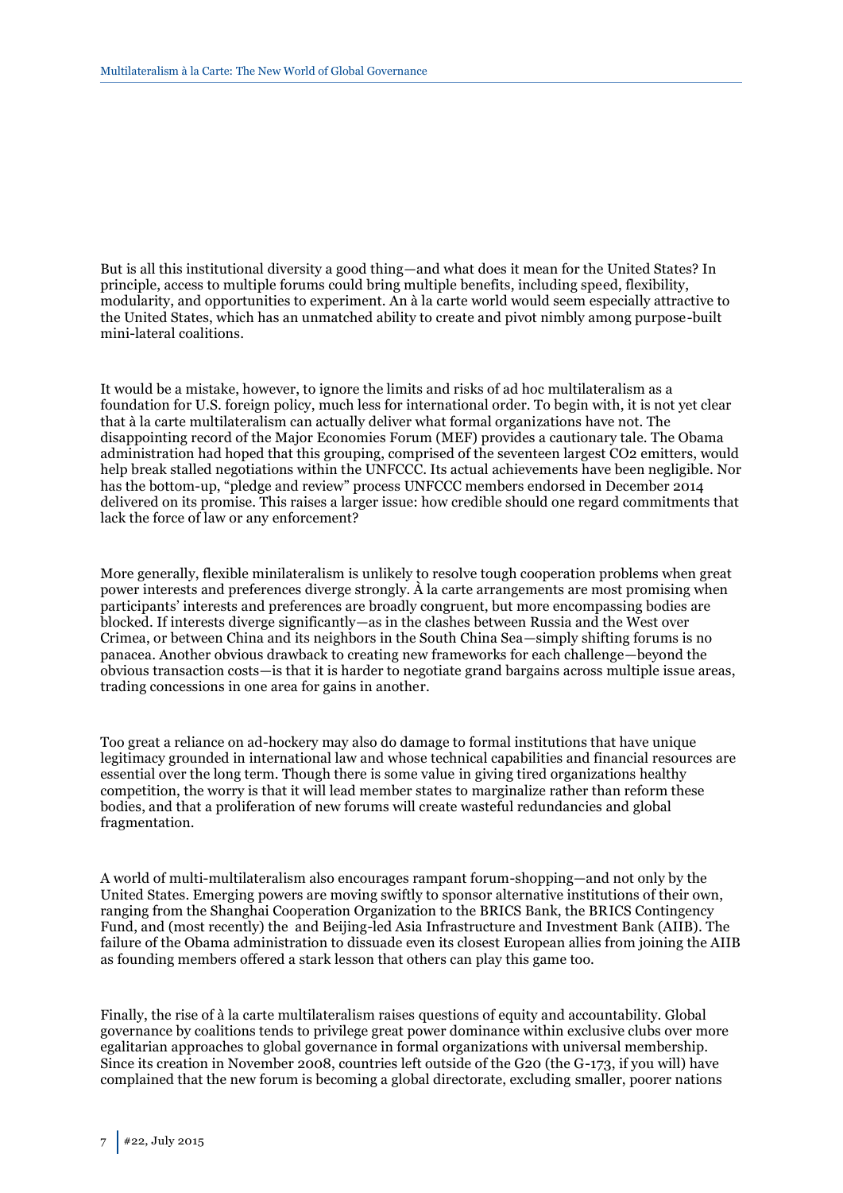But is all this institutional diversity a good thing—and what does it mean for the United States? In principle, access to multiple forums could bring multiple benefits, including speed, flexibility, modularity, and opportunities to experiment. An à la carte world would seem especially attractive to the United States, which has an unmatched ability to create and pivot nimbly among purpose-built mini-lateral coalitions.

It would be a mistake, however, to ignore the limits and risks of ad hoc multilateralism as a foundation for U.S. foreign policy, much less for international order. To begin with, it is not yet clear that à la carte multilateralism can actually deliver what formal organizations have not. The disappointing record of the Major Economies Forum (MEF) provides a cautionary tale. The Obama administration had hoped that this grouping, comprised of the seventeen largest $CO_2$ emitters, would help break stalled negotiations within the UNFCCC. Its actual achievements have been negligible. Nor has the bottom-up, "pledge and review" process UNFCCC members endorsed in December 2014 delivered on its promise. This raises a larger issue: how credible should one regard commitments that lack the force of law or any enforcement?

More generally, flexible minilateralism is unlikely to resolve tough cooperation problems when great power interests and preferences diverge strongly. À la carte arrangements are most promising when participants' interests and preferences are broadly congruent, but more encompassing bodies are blocked. If interests diverge significantly—as in the clashes between Russia and the West over Crimea, or between China and its neighbors in the South China Sea—simply shifting forums is no panacea. Another obvious drawback to creating new frameworks for each challenge—beyond the obvious transaction costs—is that it is harder to negotiate grand bargains across multiple issue areas, trading concessions in one area for gains in another.

Too great a reliance on ad-hockery may also do damage to formal institutions that have unique legitimacy grounded in international law and whose technical capabilities and financial resources are essential over the long term. Though there is some value in giving tired organizations healthy competition, the worry is that it will lead member states to marginalize rather than reform these bodies, and that a proliferation of new forums will create wasteful redundancies and global fragmentation.

A world of multi-multilateralism also encourages rampant forum-shopping—and not only by the United States. Emerging powers are moving swiftly to sponsor alternative institutions of their own, ranging from the Shanghai Cooperation Organization to the BRICS Bank, the BRICS Contingency Fund, and (most recently) the and Beijing-led Asia Infrastructure and Investment Bank (AIIB). The failure of the Obama administration to dissuade even its closest European allies from joining the AIIB as founding members offered a stark lesson that others can play this game too.

Finally, the rise of à la carte multilateralism raises questions of equity and accountability. Global governance by coalitions tends to privilege great power dominance within exclusive clubs over more egalitarian approaches to global governance in formal organizations with universal membership. Since its creation in November 2008, countries left outside of the G20 (the G-173, if you will) have complained that the new forum is becoming a global directorate, excluding smaller, poorer nations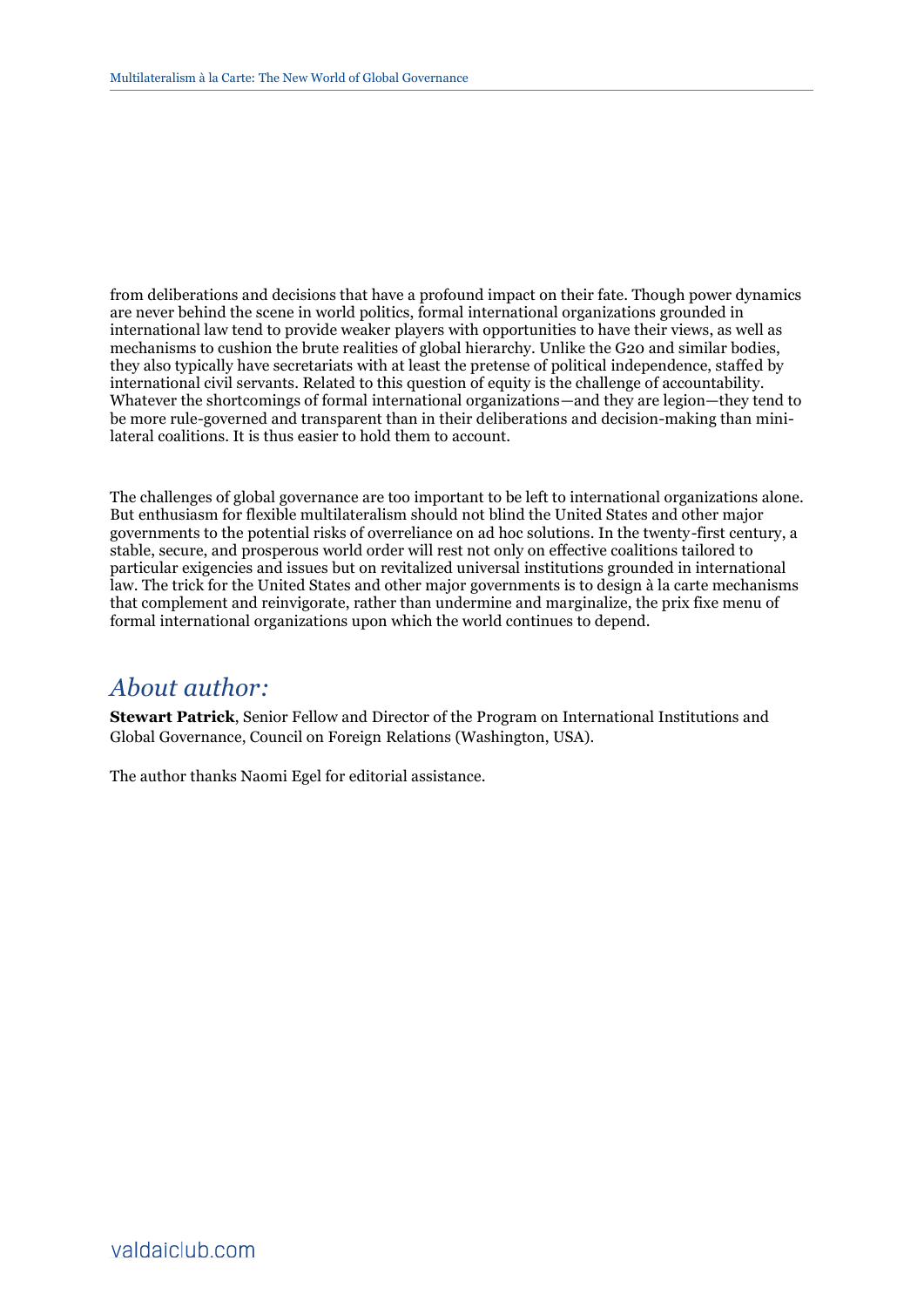from deliberations and decisions that have a profound impact on their fate. Though power dynamics are never behind the scene in world politics, formal international organizations grounded in international law tend to provide weaker players with opportunities to have their views, as well as mechanisms to cushion the brute realities of global hierarchy. Unlike the G20 and similar bodies, they also typically have secretariats with at least the pretense of political independence, staffed by international civil servants. Related to this question of equity is the challenge of accountability. Whatever the shortcomings of formal international organizations—and they are legion—they tend to be more rule-governed and transparent than in their deliberations and decision-making than mini-lateral coalitions. It is thus easier to hold them to account.

The challenges of global governance are too important to be left to international organizations alone. But enthusiasm for flexible multilateralism should not blind the United States and other major governments to the potential risks of overreliance on ad hoc solutions. In the twenty-first century, a stable, secure, and prosperous world order will rest not only on effective coalitions tailored to particular exigencies and issues but on revitalized universal institutions grounded in international law. The trick for the United States and other major governments is to design à la carte mechanisms that complement and reinvigorate, rather than undermine and marginalize, the prix fixe menu of formal international organizations upon which the world continues to depend.

## *About author:*

**Stewart Patrick**, Senior Fellow and Director of the Program on International Institutions and Global Governance, Council on Foreign Relations (Washington, USA).

The author thanks Naomi Egel for editorial assistance.